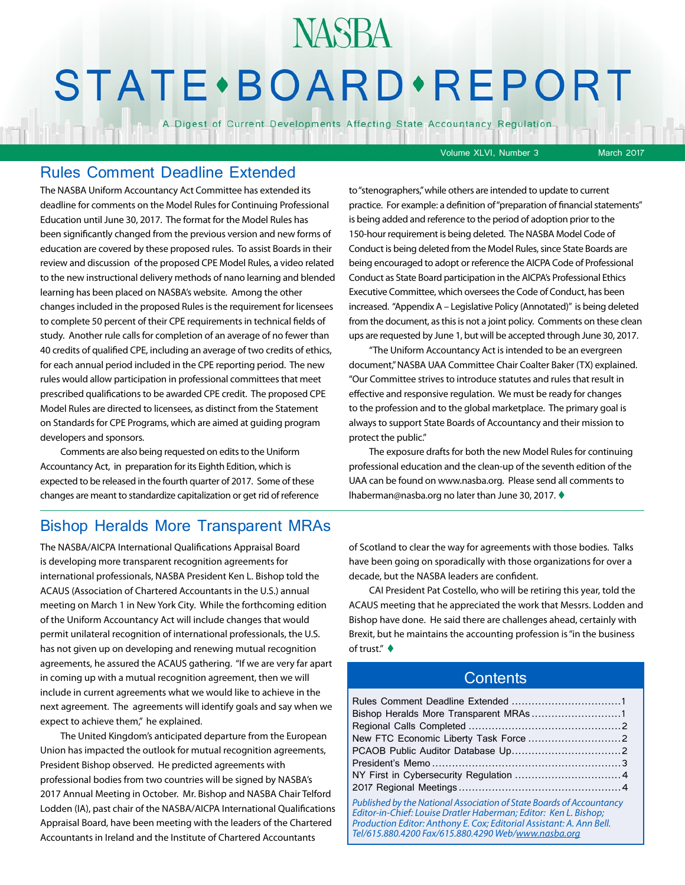# NASBA STATE • BOARD • REPORT

A Digest of Current Developments Affecting State Accountancy Regulation

Volume XLVI, Number 3 March 2017

## Rules Comment Deadline Extended

The NASBA Uniform Accountancy Act Committee has extended its deadline for comments on the Model Rules for Continuing Professional Education until June 30, 2017. The format for the Model Rules has been significantly changed from the previous version and new forms of education are covered by these proposed rules. To assist Boards in their review and discussion of the proposed CPE Model Rules, a video related to the new instructional delivery methods of nano learning and blended learning has been placed on NASBA's website. Among the other changes included in the proposed Rules is the requirement for licensees to complete 50 percent of their CPE requirements in technical fields of study. Another rule calls for completion of an average of no fewer than 40 credits of qualified CPE, including an average of two credits of ethics, for each annual period included in the CPE reporting period. The new rules would allow participation in professional committees that meet prescribed qualifications to be awarded CPE credit. The proposed CPE Model Rules are directed to licensees, as distinct from the Statement on Standards for CPE Programs, which are aimed at guiding program developers and sponsors.

Comments are also being requested on edits to the Uniform Accountancy Act, in preparation for its Eighth Edition, which is expected to be released in the fourth quarter of 2017. Some of these changes are meant to standardize capitalization or get rid of reference to "stenographers," while others are intended to update to current practice. For example: a definition of "preparation of financial statements" is being added and reference to the period of adoption prior to the 150-hour requirement is being deleted. The NASBA Model Code of Conduct is being deleted from the Model Rules, since State Boards are being encouraged to adopt or reference the AICPA Code of Professional Conduct as State Board participation in the AICPA's Professional Ethics Executive Committee, which oversees the Code of Conduct, has been increased. "Appendix A – Legislative Policy (Annotated)" is being deleted from the document, as this is not a joint policy. Comments on these clean ups are requested by June 1, but will be accepted through June 30, 2017.

"The Uniform Accountancy Act is intended to be an evergreen document," NASBA UAA Committee Chair Coalter Baker (TX) explained. "Our Committee strives to introduce statutes and rules that result in effective and responsive regulation. We must be ready for changes to the profession and to the global marketplace. The primary goal is always to support State Boards of Accountancy and their mission to protect the public."

The exposure drafts for both the new Model Rules for continuing professional education and the clean-up of the seventh edition of the UAA can be found on www.nasba.org. Please send all comments to lhaberman@nasba.org no later than June 30, 2017. ♦

## Bishop Heralds More Transparent MRAs

The NASBA/AICPA International Qualifications Appraisal Board is developing more transparent recognition agreements for international professionals, NASBA President Ken L. Bishop told the ACAUS (Association of Chartered Accountants in the U.S.) annual meeting on March 1 in New York City. While the forthcoming edition of the Uniform Accountancy Act will include changes that would permit unilateral recognition of international professionals, the U.S. has not given up on developing and renewing mutual recognition agreements, he assured the ACAUS gathering. "If we are very far apart in coming up with a mutual recognition agreement, then we will include in current agreements what we would like to achieve in the next agreement. The agreements will identify goals and say when we expect to achieve them," he explained.

The United Kingdom's anticipated departure from the European Union has impacted the outlook for mutual recognition agreements, President Bishop observed. He predicted agreements with professional bodies from two countries will be signed by NASBA's 2017 Annual Meeting in October. Mr. Bishop and NASBA Chair Telford Lodden (IA), past chair of the NASBA/AICPA International Qualifications Appraisal Board, have been meeting with the leaders of the Chartered Accountants in Ireland and the Institute of Chartered Accountants of Scotland to clear the way for agreements with those bodies. Talks have been going on sporadically with those organizations for over a decade, but the NASBA leaders are confident.

CAI President Pat Costello, who will be retiring this year, told the ACAUS meeting that he appreciated the work that Messrs. Lodden and Bishop have done. He said there are challenges ahead, certainly with Brexit, but he maintains the accounting profession is "in the business of trust." ♦

## Contents

| | |
|---|---|
| Rules Comment Deadline Extended | 1 |
| Bishop Heralds More Transparent MRAs | 1 |
| Regional Calls Completed | 2 |
| New FTC Economic Liberty Task Force | 2 |
| PCAOB Public Auditor Database Up | 2 |
| President's Memo | 3 |
| NY First in Cybersecurity Regulation | 4 |
| 2017 Regional Meetings | 4 |

*Published by the National Association of State Boards of Accountancy Editor-in-Chief: Louise Dratler Haberman; Editor: Ken L. Bishop; Production Editor: Anthony E. Cox; Editorial Assistant: A. Ann Bell. Tel/615.880.4200 Fax/615.880.4290 Web/www.nasba.org*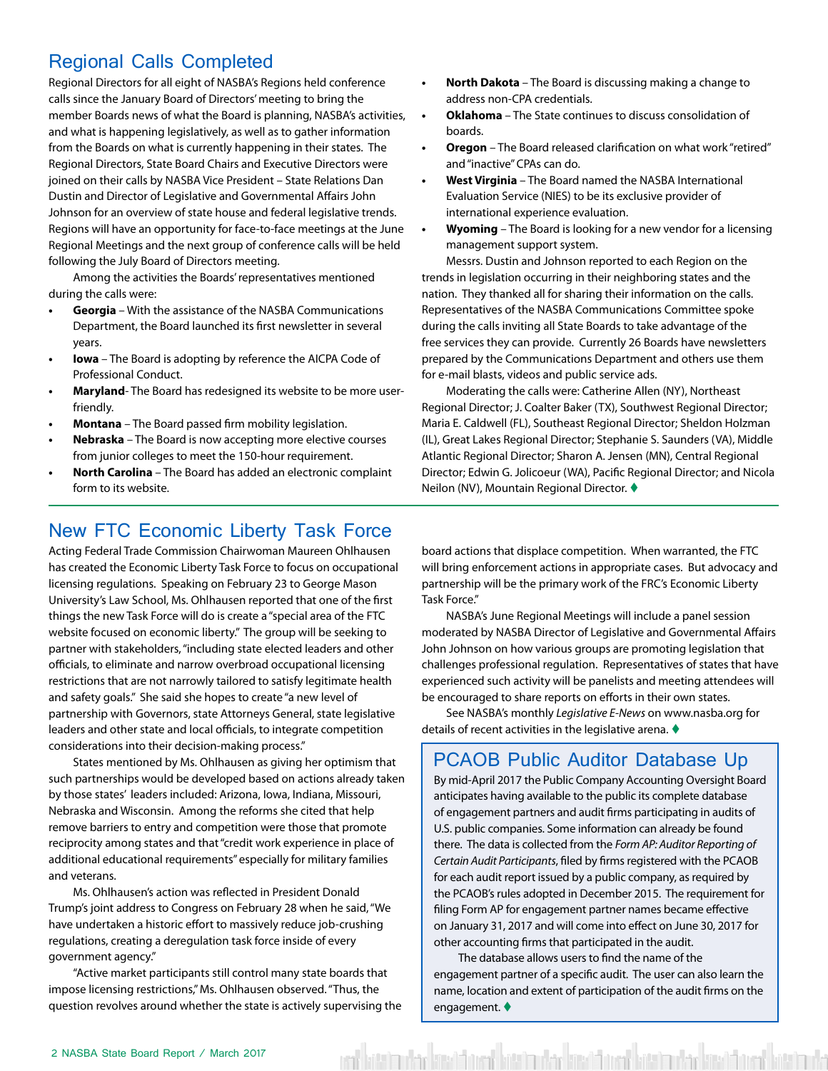## Regional Calls Completed

Regional Directors for all eight of NASBA's Regions held conference calls since the January Board of Directors' meeting to bring the member Boards news of what the Board is planning, NASBA's activities, and what is happening legislatively, as well as to gather information from the Boards on what is currently happening in their states. The Regional Directors, State Board Chairs and Executive Directors were joined on their calls by NASBA Vice President – State Relations Dan Dustin and Director of Legislative and Governmental Affairs John Johnson for an overview of state house and federal legislative trends. Regions will have an opportunity for face-to-face meetings at the June Regional Meetings and the next group of conference calls will be held following the July Board of Directors meeting.

Among the activities the Boards' representatives mentioned during the calls were:

- **Georgia** – With the assistance of the NASBA Communications Department, the Board launched its first newsletter in several years.
- **Iowa** – The Board is adopting by reference the AICPA Code of Professional Conduct.
- **Maryland**- The Board has redesigned its website to be more user-friendly.
- **Montana** – The Board passed firm mobility legislation.
- **Nebraska** – The Board is now accepting more elective courses from junior colleges to meet the 150-hour requirement.
- **North Carolina** – The Board has added an electronic complaint form to its website.
- **North Dakota** – The Board is discussing making a change to address non-CPA credentials.
- **Oklahoma** – The State continues to discuss consolidation of boards.
- **Oregon** – The Board released clarification on what work "retired" and "inactive" CPAs can do.
- **West Virginia** – The Board named the NASBA International Evaluation Service (NIES) to be its exclusive provider of international experience evaluation.
- **Wyoming** – The Board is looking for a new vendor for a licensing management support system.

Messrs. Dustin and Johnson reported to each Region on the trends in legislation occurring in their neighboring states and the nation. They thanked all for sharing their information on the calls. Representatives of the NASBA Communications Committee spoke during the calls inviting all State Boards to take advantage of the free services they can provide. Currently 26 Boards have newsletters prepared by the Communications Department and others use them for e-mail blasts, videos and public service ads.

Moderating the calls were: Catherine Allen (NY), Northeast Regional Director; J. Coalter Baker (TX), Southwest Regional Director; Maria E. Caldwell (FL), Southeast Regional Director; Sheldon Holzman (IL), Great Lakes Regional Director; Stephanie S. Saunders (VA), Middle Atlantic Regional Director; Sharon A. Jensen (MN), Central Regional Director; Edwin G. Jolicoeur (WA), Pacific Regional Director; and Nicola Neilon (NV), Mountain Regional Director. ♦

## New FTC Economic Liberty Task Force

Acting Federal Trade Commission Chairwoman Maureen Ohlhausen has created the Economic Liberty Task Force to focus on occupational licensing regulations. Speaking on February 23 to George Mason University's Law School, Ms. Ohlhausen reported that one of the first things the new Task Force will do is create a "special area of the FTC website focused on economic liberty." The group will be seeking to partner with stakeholders, "including state elected leaders and other officials, to eliminate and narrow overbroad occupational licensing restrictions that are not narrowly tailored to satisfy legitimate health and safety goals." She said she hopes to create "a new level of partnership with Governors, state Attorneys General, state legislative leaders and other state and local officials, to integrate competition considerations into their decision-making process."

States mentioned by Ms. Ohlhausen as giving her optimism that such partnerships would be developed based on actions already taken by those states' leaders included: Arizona, Iowa, Indiana, Missouri, Nebraska and Wisconsin. Among the reforms she cited that help remove barriers to entry and competition were those that promote reciprocity among states and that "credit work experience in place of additional educational requirements" especially for military families and veterans.

Ms. Ohlhausen's action was reflected in President Donald Trump's joint address to Congress on February 28 when he said, "We have undertaken a historic effort to massively reduce job-crushing regulations, creating a deregulation task force inside of every government agency."

"Active market participants still control many state boards that impose licensing restrictions," Ms. Ohlhausen observed. "Thus, the question revolves around whether the state is actively supervising the board actions that displace competition. When warranted, the FTC will bring enforcement actions in appropriate cases. But advocacy and partnership will be the primary work of the FRC's Economic Liberty Task Force."

NASBA's June Regional Meetings will include a panel session moderated by NASBA Director of Legislative and Governmental Affairs John Johnson on how various groups are promoting legislation that challenges professional regulation. Representatives of states that have experienced such activity will be panelists and meeting attendees will be encouraged to share reports on efforts in their own states.

See NASBA's monthly *Legislative E-News* on www.nasba.org for details of recent activities in the legislative arena. ♦

## PCAOB Public Auditor Database Up

By mid-April 2017 the Public Company Accounting Oversight Board anticipates having available to the public its complete database of engagement partners and audit firms participating in audits of U.S. public companies. Some information can already be found there. The data is collected from the *Form AP: Auditor Reporting of Certain Audit Participants*, filed by firms registered with the PCAOB for each audit report issued by a public company, as required by the PCAOB's rules adopted in December 2015. The requirement for filing Form AP for engagement partner names became effective on January 31, 2017 and will come into effect on June 30, 2017 for other accounting firms that participated in the audit.

The database allows users to find the name of the engagement partner of a specific audit. The user can also learn the name, location and extent of participation of the audit firms on the engagement. ♦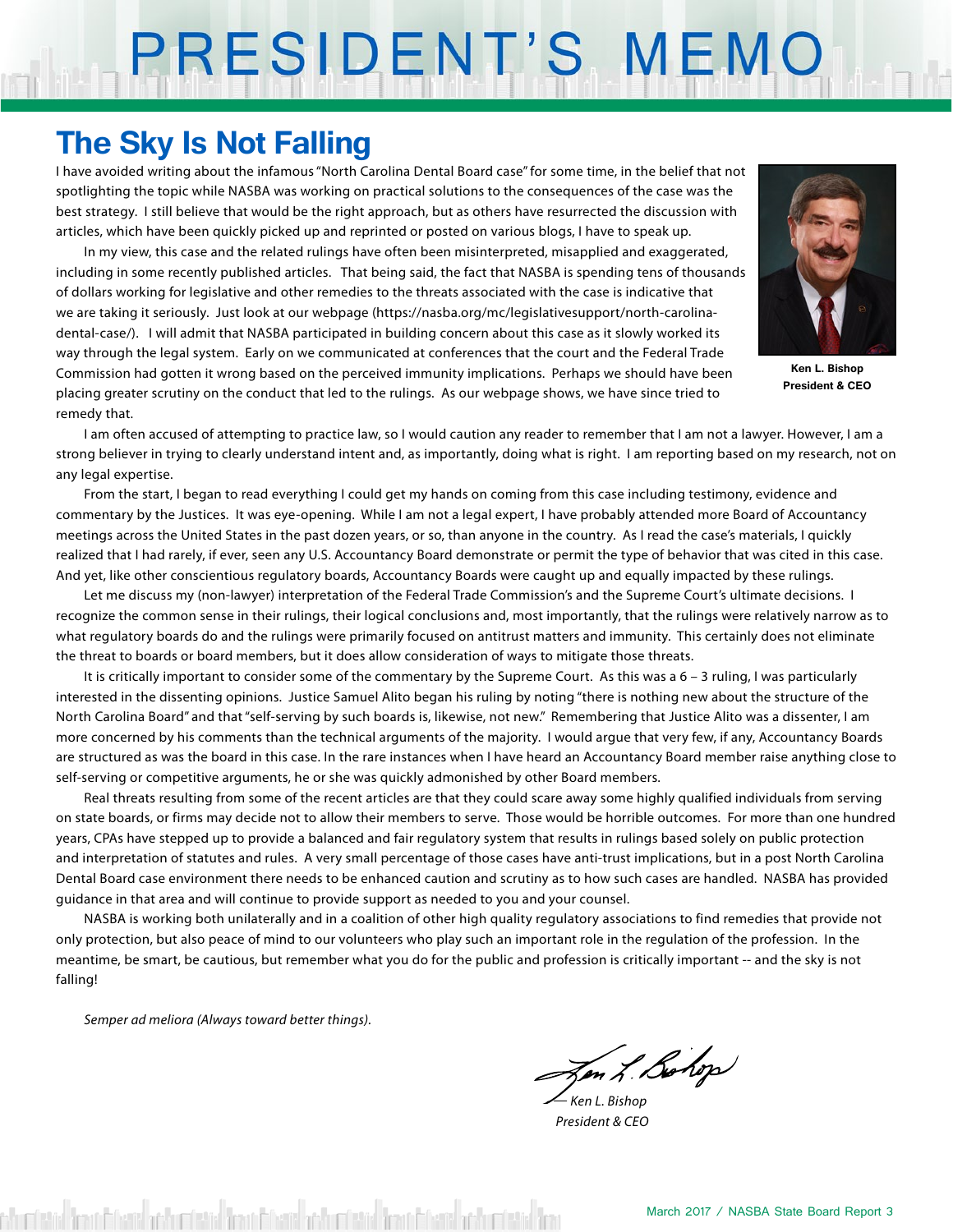# PRESIDENT'S MEMO

## The Sky Is Not Falling

I have avoided writing about the infamous "North Carolina Dental Board case" for some time, in the belief that not spotlighting the topic while NASBA was working on practical solutions to the consequences of the case was the best strategy. I still believe that would be the right approach, but as others have resurrected the discussion with articles, which have been quickly picked up and reprinted or posted on various blogs, I have to speak up.

In my view, this case and the related rulings have often been misinterpreted, misapplied and exaggerated, including in some recently published articles. That being said, the fact that NASBA is spending tens of thousands of dollars working for legislative and other remedies to the threats associated with the case is indicative that we are taking it seriously. Just look at our webpage (https://nasba.org/mc/legislativesupport/north-carolina-dental-case/). I will admit that NASBA participated in building concern about this case as it slowly worked its way through the legal system. Early on we communicated at conferences that the court and the Federal Trade Commission had gotten it wrong based on the perceived immunity implications. Perhaps we should have been placing greater scrutiny on the conduct that led to the rulings. As our webpage shows, we have since tried to remedy that.

**Ken L. Bishop**
**President & CEO**

I am often accused of attempting to practice law, so I would caution any reader to remember that I am not a lawyer. However, I am a strong believer in trying to clearly understand intent and, as importantly, doing what is right. I am reporting based on my research, not on any legal expertise.

From the start, I began to read everything I could get my hands on coming from this case including testimony, evidence and commentary by the Justices. It was eye-opening. While I am not a legal expert, I have probably attended more Board of Accountancy meetings across the United States in the past dozen years, or so, than anyone in the country. As I read the case's materials, I quickly realized that I had rarely, if ever, seen any U.S. Accountancy Board demonstrate or permit the type of behavior that was cited in this case. And yet, like other conscientious regulatory boards, Accountancy Boards were caught up and equally impacted by these rulings.

Let me discuss my (non-lawyer) interpretation of the Federal Trade Commission's and the Supreme Court's ultimate decisions. I recognize the common sense in their rulings, their logical conclusions and, most importantly, that the rulings were relatively narrow as to what regulatory boards do and the rulings were primarily focused on antitrust matters and immunity. This certainly does not eliminate the threat to boards or board members, but it does allow consideration of ways to mitigate those threats.

It is critically important to consider some of the commentary by the Supreme Court. As this was a 6 – 3 ruling, I was particularly interested in the dissenting opinions. Justice Samuel Alito began his ruling by noting "there is nothing new about the structure of the North Carolina Board" and that "self-serving by such boards is, likewise, not new." Remembering that Justice Alito was a dissenter, I am more concerned by his comments than the technical arguments of the majority. I would argue that very few, if any, Accountancy Boards are structured as was the board in this case. In the rare instances when I have heard an Accountancy Board member raise anything close to self-serving or competitive arguments, he or she was quickly admonished by other Board members.

Real threats resulting from some of the recent articles are that they could scare away some highly qualified individuals from serving on state boards, or firms may decide not to allow their members to serve. Those would be horrible outcomes. For more than one hundred years, CPAs have stepped up to provide a balanced and fair regulatory system that results in rulings based solely on public protection and interpretation of statutes and rules. A very small percentage of those cases have anti-trust implications, but in a post North Carolina Dental Board case environment there needs to be enhanced caution and scrutiny as to how such cases are handled. NASBA has provided guidance in that area and will continue to provide support as needed to you and your counsel.

NASBA is working both unilaterally and in a coalition of other high quality regulatory associations to find remedies that provide not only protection, but also peace of mind to our volunteers who play such an important role in the regulation of the profession. In the meantime, be smart, be cautious, but remember what you do for the public and profession is critically important -- and the sky is not falling!

*Semper ad meliora (Always toward better things).*

*— Ken L. Bishop*
*President & CEO*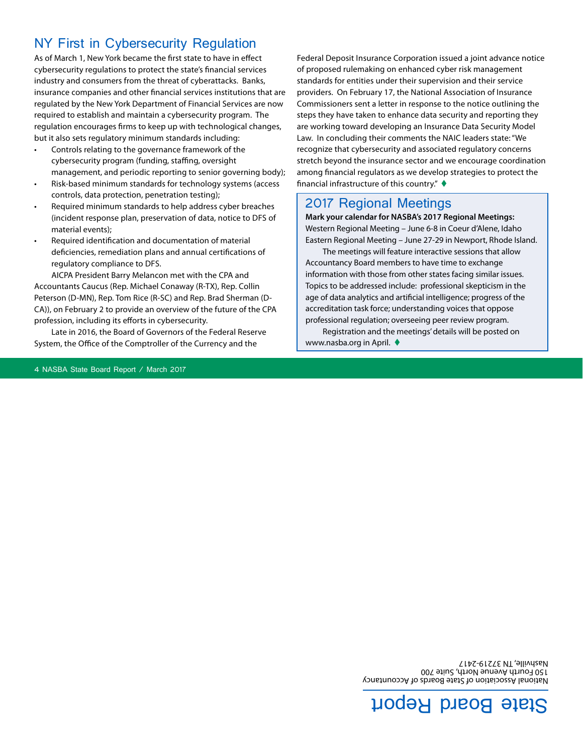## NY First in Cybersecurity Regulation

As of March 1, New York became the first state to have in effect cybersecurity regulations to protect the state's financial services industry and consumers from the threat of cyberattacks. Banks, insurance companies and other financial services institutions that are regulated by the New York Department of Financial Services are now required to establish and maintain a cybersecurity program. The regulation encourages firms to keep up with technological changes, but it also sets regulatory minimum standards including:

- Controls relating to the governance framework of the cybersecurity program (funding, staffing, oversight management, and periodic reporting to senior governing body);
- Risk-based minimum standards for technology systems (access controls, data protection, penetration testing);
- Required minimum standards to help address cyber breaches (incident response plan, preservation of data, notice to DFS of material events);
- Required identification and documentation of material deficiencies, remediation plans and annual certifications of regulatory compliance to DFS.

AICPA President Barry Melancon met with the CPA and Accountants Caucus (Rep. Michael Conaway (R-TX), Rep. Collin Peterson (D-MN), Rep. Tom Rice (R-SC) and Rep. Brad Sherman (D-CA)), on February 2 to provide an overview of the future of the CPA profession, including its efforts in cybersecurity.

Late in 2016, the Board of Governors of the Federal Reserve System, the Office of the Comptroller of the Currency and the Federal Deposit Insurance Corporation issued a joint advance notice of proposed rulemaking on enhanced cyber risk management standards for entities under their supervision and their service providers. On February 17, the National Association of Insurance Commissioners sent a letter in response to the notice outlining the steps they have taken to enhance data security and reporting they are working toward developing an Insurance Data Security Model Law. In concluding their comments the NAIC leaders state: "We recognize that cybersecurity and associated regulatory concerns stretch beyond the insurance sector and we encourage coordination among financial regulators as we develop strategies to protect the financial infrastructure of this country." ♦

## 2017 Regional Meetings

**Mark your calendar for NASBA's 2017 Regional Meetings:**
Western Regional Meeting – June 6-8 in Coeur d'Alene, Idaho
Eastern Regional Meeting – June 27-29 in Newport, Rhode Island.

The meetings will feature interactive sessions that allow Accountancy Board members to have time to exchange information with those from other states facing similar issues. Topics to be addressed include: professional skepticism in the age of data analytics and artificial intelligence; progress of the accreditation task force; understanding voices that oppose professional regulation; overseeing peer review program.

Registration and the meetings' details will be posted on www.nasba.org in April. ♦

State Board Report

National Association of State Boards of Accountancy
150 Fourth Avenue North, Suite 700
Nashville, TN 37219-2417